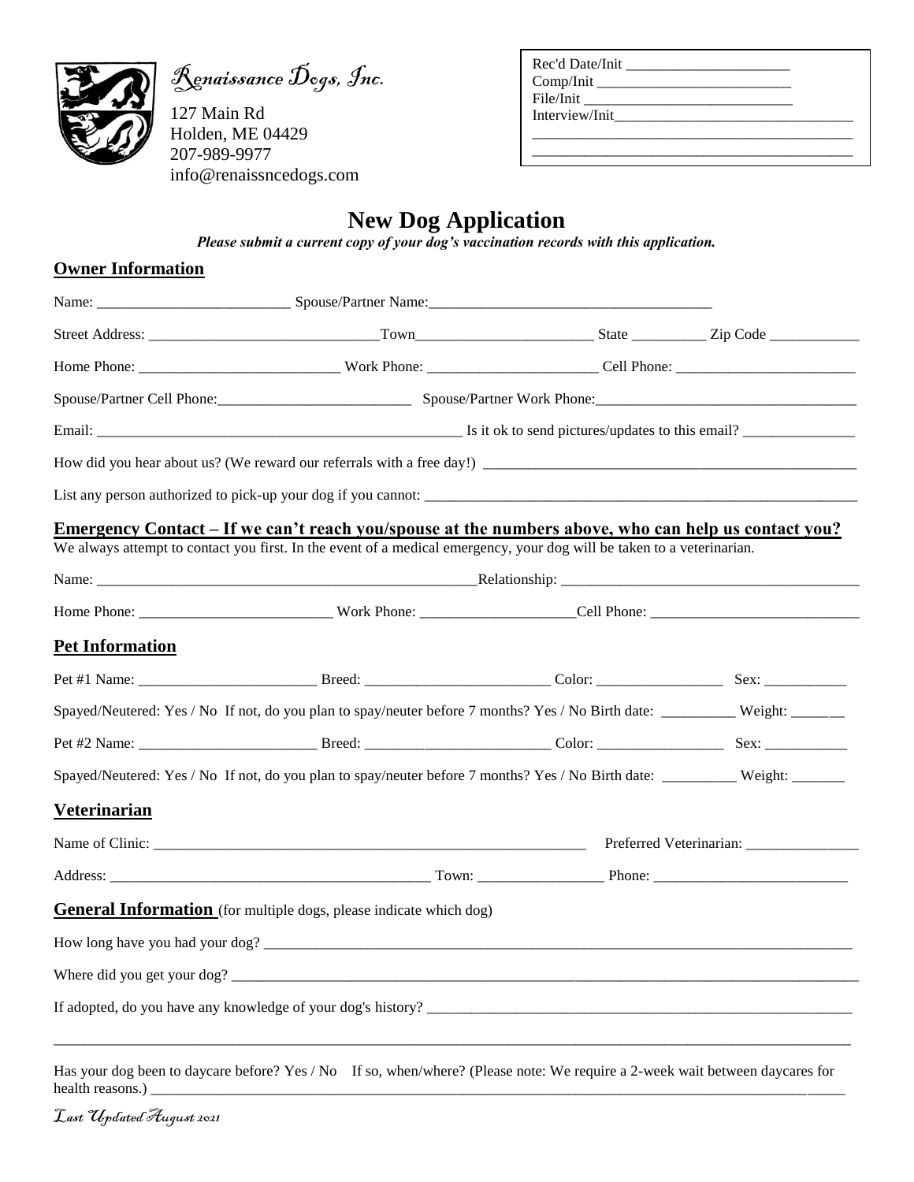*Renaissance Dogs, Inc.*

127 Main Rd
Holden, ME 04429
207-989-9977
info@renaissncedogs.com

Rec'd Date/Init ______________________
Comp/Init ___________________________
File/Init ____________________________
Interview/Init_________________________
________________________________________
________________________________________

# New Dog Application

***Please submit a current copy of your dog's vaccination records with this application.***

## Owner Information

Name: __________________________ Spouse/Partner Name:______________________________________

Street Address: _______________________________Town________________________ State __________ Zip Code ____________

Home Phone: ___________________________ Work Phone: _______________________ Cell Phone: ________________________

Spouse/Partner Cell Phone:__________________________ Spouse/Partner Work Phone:___________________________________

Email: __________________________________________________ Is it ok to send pictures/updates to this email? _______________

How did you hear about us? (We reward our referrals with a free day!) ___________________________________________________

List any person authorized to pick-up your dog if you cannot: _________________________________________________________

## Emergency Contact – If we can't reach you/spouse at the numbers above, who can help us contact you?

We always attempt to contact you first. In the event of a medical emergency, your dog will be taken to a veterinarian.

Name: _____________________________________________________Relationship: _________________________________________

Home Phone: __________________________ Work Phone: ____________________Cell Phone: ____________________________

## Pet Information

Pet #1 Name: ________________________ Breed: _________________________ Color: _________________ Sex: ___________

Spayed/Neutered: Yes / No If not, do you plan to spay/neuter before 7 months? Yes / No Birth date: __________ Weight: _______

Pet #2 Name: ________________________ Breed: _________________________ Color: _________________ Sex: ___________

Spayed/Neutered: Yes / No If not, do you plan to spay/neuter before 7 months? Yes / No Birth date: __________ Weight: _______

## Veterinarian

Name of Clinic: _____________________________________________________________ Preferred Veterinarian: _______________

Address: _____________________________________________ Town: _________________ Phone: __________________________

## General Information (for multiple dogs, please indicate which dog)

How long have you had your dog? _________________________________________________________________________________

Where did you get your dog? _____________________________________________________________________________________

If adopted, do you have any knowledge of your dog's history? ___________________________________________________________

___________________________________________________________________________________________________________

Has your dog been to daycare before? Yes / No If so, when/where? (Please note: We require a 2-week wait between daycares for health reasons.) ___________________________________________________________________________________________

*Last Updated August 2021*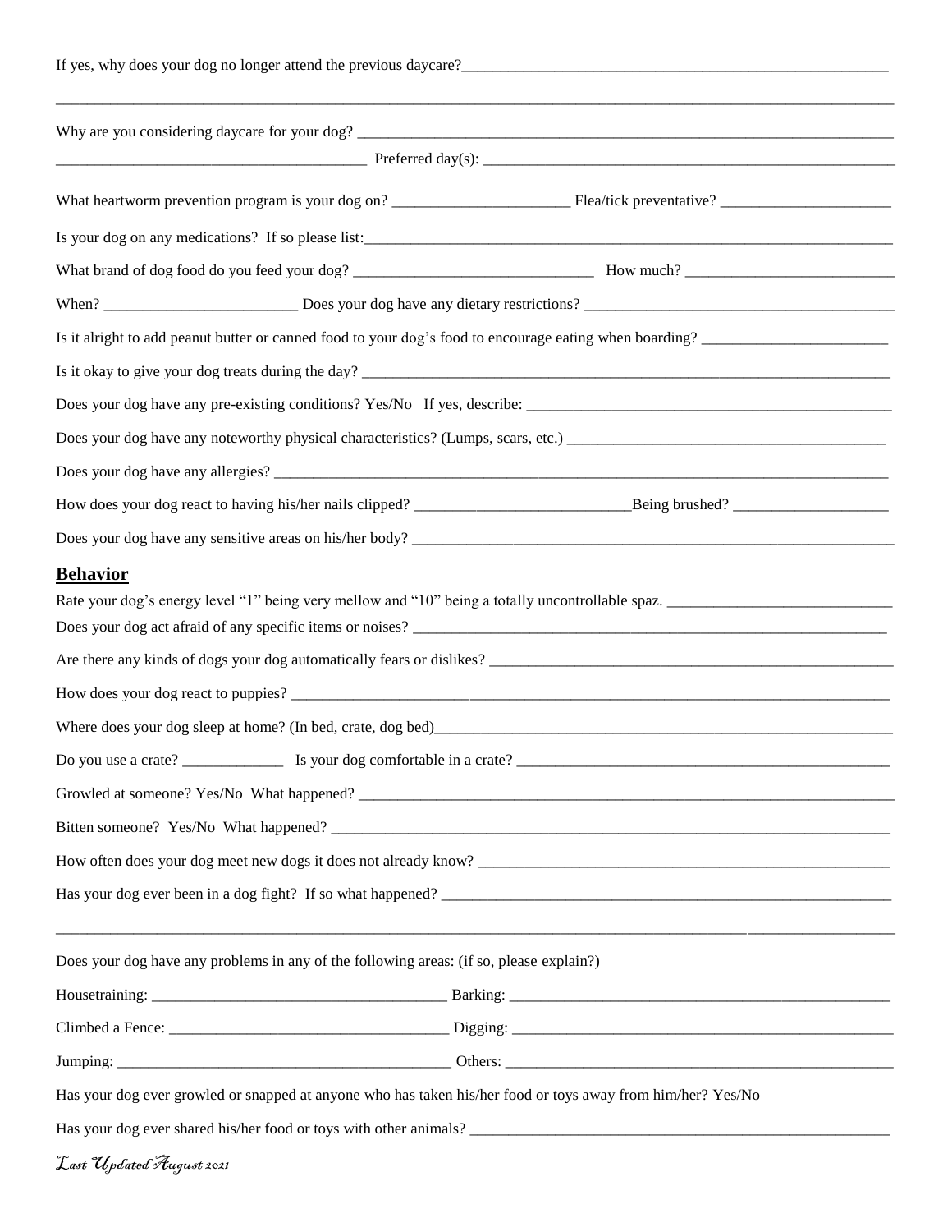If yes, why does your dog no longer attend the previous daycare?_______________________________________________________

_______________________________________________________________________________________________________

Why are you considering daycare for your dog? _________________________________________________________________

_______________________________________ Preferred day(s): _____________________________________________________

What heartworm prevention program is your dog on? _______________________ Flea/tick preventative? _______________________

Is your dog on any medications? If so please list:_________________________________________________________________

What brand of dog food do you feed your dog? _______________________________ How much? ___________________________

When? _________________________ Does your dog have any dietary restrictions? _______________________________________

Is it alright to add peanut butter or canned food to your dog's food to encourage eating when boarding? ________________________

Is it okay to give your dog treats during the day? __________________________________________________________________

Does your dog have any pre-existing conditions? Yes/No If yes, describe: _____________________________________________

Does your dog have any noteworthy physical characteristics? (Lumps, scars, etc.) __________________________________________

Does your dog have any allergies? _____________________________________________________________________________

How does your dog react to having his/her nails clipped? ____________________________Being brushed? ____________________

Does your dog have any sensitive areas on his/her body? ____________________________________________________________

## Behavior

Rate your dog's energy level "1" being very mellow and "10" being a totally uncontrollable spaz. _____________________________

Does your dog act afraid of any specific items or noises? ____________________________________________________________

Are there any kinds of dogs your dog automatically fears or dislikes? ___________________________________________________

How does your dog react to puppies? ___________________________________________________________________________

Where does your dog sleep at home? (In bed, crate, dog bed)_________________________________________________________

Do you use a crate? _____________ Is your dog comfortable in a crate? _______________________________________________

Growled at someone? Yes/No What happened? ___________________________________________________________________

Bitten someone? Yes/No What happened? ______________________________________________________________________

How often does your dog meet new dogs it does not already know? ___________________________________________________

Has your dog ever been in a dog fight? If so what happened? _________________________________________________________

_______________________________________________________________________________________________________

Does your dog have any problems in any of the following areas: (if so, please explain?)

Housetraining: ______________________________________ Barking: ___________________________________________________

Climbed a Fence: ____________________________________ Digging: ___________________________________________________

Jumping: ___________________________________________ Others: ____________________________________________________

Has your dog ever growled or snapped at anyone who has taken his/her food or toys away from him/her? Yes/No

Has your dog ever shared his/her food or toys with other animals? _____________________________________________________

*Last Updated August 2021*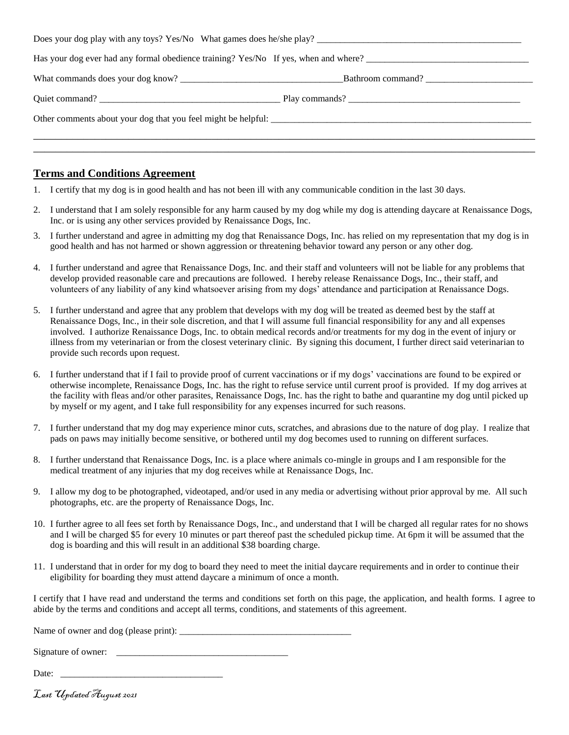Does your dog play with any toys? Yes/No What games does he/she play? _______________________________________________

Has your dog ever had any formal obedience training? Yes/No If yes, when and where? ___________________________________

What commands does your dog know? ___________________________________Bathroom command? _______________________

Quiet command? _______________________________________ Play commands? _____________________________________

Other comments about your dog that you feel might be helpful: ___________________________________________________________

_____________________________________________________________________________________________________________

_____________________________________________________________________________________________________________

## Terms and Conditions Agreement

1. I certify that my dog is in good health and has not been ill with any communicable condition in the last 30 days.
2. I understand that I am solely responsible for any harm caused by my dog while my dog is attending daycare at Renaissance Dogs, Inc. or is using any other services provided by Renaissance Dogs, Inc.
3. I further understand and agree in admitting my dog that Renaissance Dogs, Inc. has relied on my representation that my dog is in good health and has not harmed or shown aggression or threatening behavior toward any person or any other dog.
4. I further understand and agree that Renaissance Dogs, Inc. and their staff and volunteers will not be liable for any problems that develop provided reasonable care and precautions are followed. I hereby release Renaissance Dogs, Inc., their staff, and volunteers of any liability of any kind whatsoever arising from my dogs' attendance and participation at Renaissance Dogs.
5. I further understand and agree that any problem that develops with my dog will be treated as deemed best by the staff at Renaissance Dogs, Inc., in their sole discretion, and that I will assume full financial responsibility for any and all expenses involved. I authorize Renaissance Dogs, Inc. to obtain medical records and/or treatments for my dog in the event of injury or illness from my veterinarian or from the closest veterinary clinic. By signing this document, I further direct said veterinarian to provide such records upon request.
6. I further understand that if I fail to provide proof of current vaccinations or if my dogs' vaccinations are found to be expired or otherwise incomplete, Renaissance Dogs, Inc. has the right to refuse service until current proof is provided. If my dog arrives at the facility with fleas and/or other parasites, Renaissance Dogs, Inc. has the right to bathe and quarantine my dog until picked up by myself or my agent, and I take full responsibility for any expenses incurred for such reasons.
7. I further understand that my dog may experience minor cuts, scratches, and abrasions due to the nature of dog play. I realize that pads on paws may initially become sensitive, or bothered until my dog becomes used to running on different surfaces.
8. I further understand that Renaissance Dogs, Inc. is a place where animals co-mingle in groups and I am responsible for the medical treatment of any injuries that my dog receives while at Renaissance Dogs, Inc.
9. I allow my dog to be photographed, videotaped, and/or used in any media or advertising without prior approval by me. All such photographs, etc. are the property of Renaissance Dogs, Inc.
10. I further agree to all fees set forth by Renaissance Dogs, Inc., and understand that I will be charged all regular rates for no shows and I will be charged $5 for every 10 minutes or part thereof past the scheduled pickup time. At 6pm it will be assumed that the dog is boarding and this will result in an additional $38 boarding charge.
11. I understand that in order for my dog to board they need to meet the initial daycare requirements and in order to continue their eligibility for boarding they must attend daycare a minimum of once a month.

I certify that I have read and understand the terms and conditions set forth on this page, the application, and health forms. I agree to abide by the terms and conditions and accept all terms, conditions, and statements of this agreement.

Name of owner and dog (please print): _____________________________________

Signature of owner: _____________________________________

Date: ___________________________________

*Last Updated August 2021*